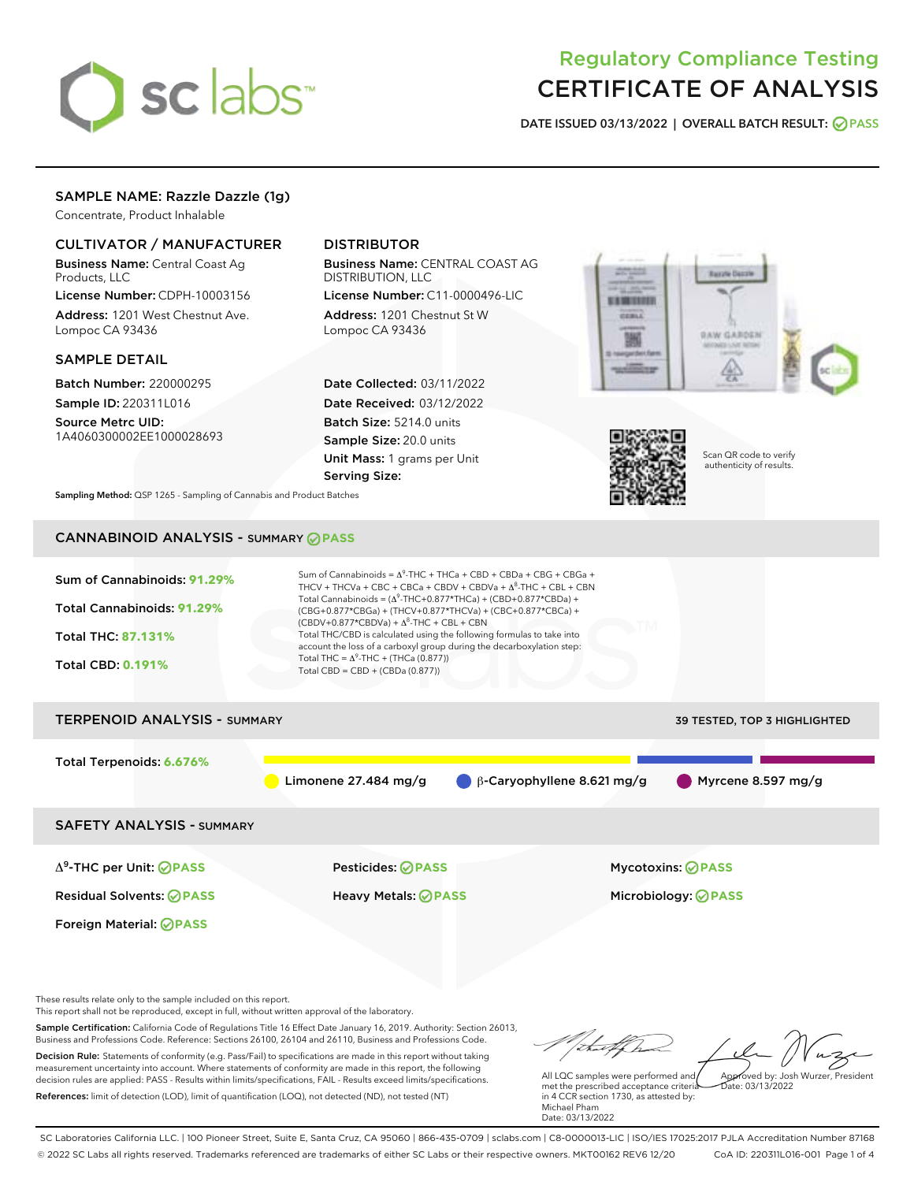# Regulatory Compliance Testing
# CERTIFICATE OF ANALYSIS

**DATE ISSUED 03/13/2022 | OVERALL BATCH RESULT: PASS**

## SAMPLE NAME: Razzle Dazzle (1g)

Concentrate, Product Inhalable

### CULTIVATOR / MANUFACTURER

**Business Name:** Central Coast Ag Products, LLC

**License Number:** CDPH-10003156

**Address:** 1201 West Chestnut Ave. Lompoc CA 93436

### DISTRIBUTOR

**Business Name:** CENTRAL COAST AG DISTRIBUTION, LLC

**License Number:** C11-0000496-LIC

**Address:** 1201 Chestnut St W Lompoc CA 93436

### SAMPLE DETAIL

**Batch Number:** 220000295

**Sample ID:** 220311L016

**Source Metrc UID:** 1A4060300002EE1000028693

**Date Collected:** 03/11/2022

**Date Received:** 03/12/2022

**Batch Size:** 5214.0 units

**Sample Size:** 20.0 units

**Unit Mass:** 1 grams per Unit

**Serving Size:**

Scan QR code to verify authenticity of results.

**Sampling Method:** QSP 1265 - Sampling of Cannabis and Product Batches

## CANNABINOID ANALYSIS - SUMMARY PASS

**Sum of Cannabinoids:** 91.29%

**Total Cannabinoids:** 91.29%

**Total THC:** 87.131%

**Total CBD:** 0.191%

Sum of Cannabinoids = $\Delta^9$-THC + THCa + CBD + CBDa + CBG + CBGa + THCV + THCVa + CBC + CBCa + CBDV + CBDVa + $\Delta^8$-THC + CBL + CBN

Total Cannabinoids = ($\Delta^9$-THC+0.877*THCa) + (CBD+0.877*CBDa) + (CBG+0.877*CBGa) + (THCV+0.877*THCVa) + (CBC+0.877*CBCa) + (CBDV+0.877*CBDVa) + $\Delta^8$-THC + CBL + CBN

Total THC/CBD is calculated using the following formulas to take into account the loss of a carboxyl group during the decarboxylation step:

Total THC = $\Delta^9$-THC + (THCa (0.877))

Total CBD = CBD + (CBDa (0.877))

## TERPENOID ANALYSIS - SUMMARY

39 TESTED, TOP 3 HIGHLIGHTED

**Total Terpenoids:** 6.676%

Limonene 27.484 mg/g | β-Caryophyllene 8.621 mg/g | Myrcene 8.597 mg/g

## SAFETY ANALYSIS - SUMMARY

| | | |
|---|---|---|
| $\Delta^9$-THC per Unit: PASS | Pesticides: PASS | Mycotoxins: PASS |
| Residual Solvents: PASS | Heavy Metals: PASS | Microbiology: PASS |
| Foreign Material: PASS | | |

These results relate only to the sample included on this report.
This report shall not be reproduced, except in full, without written approval of the laboratory.

**Sample Certification:** California Code of Regulations Title 16 Effect Date January 16, 2019. Authority: Section 26013, Business and Professions Code. Reference: Sections 26100, 26104 and 26110, Business and Professions Code.

**Decision Rule:** Statements of conformity (e.g. Pass/Fail) to specifications are made in this report without taking measurement uncertainty into account. Where statements of conformity are made in this report, the following decision rules are applied: PASS - Results within limits/specifications, FAIL - Results exceed limits/specifications.

**References:** limit of detection (LOD), limit of quantification (LOQ), not detected (ND), not tested (NT)

All LQC samples were performed and met the prescribed acceptance criteria in 4 CCR section 1730, as attested by: Michael Pham
Date: 03/13/2022

Approved by: Josh Wurzer, President
Date: 03/13/2022

SC Laboratories California LLC. | 100 Pioneer Street, Suite E, Santa Cruz, CA 95060 | 866-435-0709 | sclabs.com | C8-0000013-LIC | ISO/IES 17025:2017 PJLA Accreditation Number 87168
© 2022 SC Labs all rights reserved. Trademarks referenced are trademarks of either SC Labs or their respective owners. MKT00162 REV6 12/20 CoA ID: 220311L016-001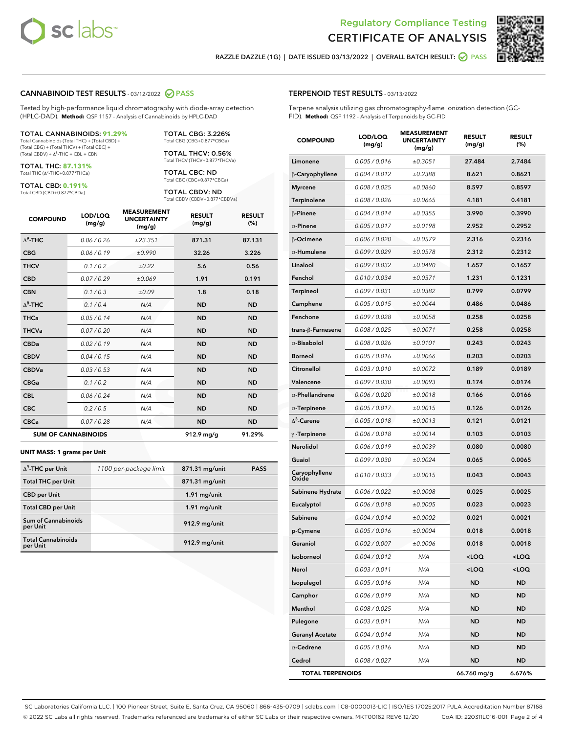# Regulatory Compliance Testing
# CERTIFICATE OF ANALYSIS

RAZZLE DAZZLE (1G) | DATE ISSUED 03/13/2022 | OVERALL BATCH RESULT: PASS

## CANNABINOID TEST RESULTS - 03/12/2022 PASS

Tested by high-performance liquid chromatography with diode-array detection (HPLC-DAD). **Method:** QSP 1157 - Analysis of Cannabinoids by HPLC-DAD

**TOTAL CANNABINOIDS: 91.29%**
Total Cannabinoids (Total THC) + (Total CBD) + (Total CBG) + (Total THCV) + (Total CBC) + (Total CBDV) + $\Delta^8$-THC + CBL + CBN

**TOTAL THC: 87.131%**
Total THC ($\Delta^9$-THC+0.877*THCa)

**TOTAL CBD: 0.191%**
Total CBD (CBD+0.877*CBDa)

**TOTAL CBG: 3.226%**
Total CBG (CBG+0.877*CBGa)

**TOTAL THCV: 0.56%**
Total THCV (THCV+0.877*THCVa)

**TOTAL CBC: ND**
Total CBC (CBC+0.877*CBCa)

**TOTAL CBDV: ND**
Total CBDV (CBDV+0.877*CBDVa)

| COMPOUND | LOD/LOQ (mg/g) | MEASUREMENT UNCERTAINTY (mg/g) | RESULT (mg/g) | RESULT (%) |
|---|---|---|---|---|
| $\Delta^9$-THC | 0.06 / 0.26 | ±23.351 | 871.31 | 87.131 |
| CBG | 0.06 / 0.19 | ±0.990 | 32.26 | 3.226 |
| THCV | 0.1 / 0.2 | ±0.22 | 5.6 | 0.56 |
| CBD | 0.07 / 0.29 | ±0.069 | 1.91 | 0.191 |
| CBN | 0.1 / 0.3 | ±0.09 | 1.8 | 0.18 |
| $\Delta^8$-THC | 0.1 / 0.4 | N/A | ND | ND |
| THCa | 0.05 / 0.14 | N/A | ND | ND |
| THCVa | 0.07 / 0.20 | N/A | ND | ND |
| CBDa | 0.02 / 0.19 | N/A | ND | ND |
| CBDV | 0.04 / 0.15 | N/A | ND | ND |
| CBDVa | 0.03 / 0.53 | N/A | ND | ND |
| CBGa | 0.1 / 0.2 | N/A | ND | ND |
| CBL | 0.06 / 0.24 | N/A | ND | ND |
| CBC | 0.2 / 0.5 | N/A | ND | ND |
| CBCa | 0.07 / 0.28 | N/A | ND | ND |
| **SUM OF CANNABINOIDS** | | | 912.9 mg/g | 91.29% |

### UNIT MASS: 1 grams per Unit

| | | | |
|---|---|---|---|
| $\Delta^9$-THC per Unit | 1100 per-package limit | 871.31 mg/unit | PASS |
| Total THC per Unit | | 871.31 mg/unit | |
| CBD per Unit | | 1.91 mg/unit | |
| Total CBD per Unit | | 1.91 mg/unit | |
| Sum of Cannabinoids per Unit | | 912.9 mg/unit | |
| Total Cannabinoids per Unit | | 912.9 mg/unit | |

## TERPENOID TEST RESULTS - 03/13/2022

Terpene analysis utilizing gas chromatography-flame ionization detection (GC-FID). **Method:** QSP 1192 - Analysis of Terpenoids by GC-FID

| COMPOUND | LOD/LOQ (mg/g) | MEASUREMENT UNCERTAINTY (mg/g) | RESULT (mg/g) | RESULT (%) |
|---|---|---|---|---|
| Limonene | 0.005 / 0.016 | ±0.3051 | 27.484 | 2.7484 |
| β-Caryophyllene | 0.004 / 0.012 | ±0.2388 | 8.621 | 0.8621 |
| Myrcene | 0.008 / 0.025 | ±0.0860 | 8.597 | 0.8597 |
| Terpinolene | 0.008 / 0.026 | ±0.0665 | 4.181 | 0.4181 |
| β-Pinene | 0.004 / 0.014 | ±0.0355 | 3.990 | 0.3990 |
| α-Pinene | 0.005 / 0.017 | ±0.0198 | 2.952 | 0.2952 |
| β-Ocimene | 0.006 / 0.020 | ±0.0579 | 2.316 | 0.2316 |
| α-Humulene | 0.009 / 0.029 | ±0.0578 | 2.312 | 0.2312 |
| Linalool | 0.009 / 0.032 | ±0.0490 | 1.657 | 0.1657 |
| Fenchol | 0.010 / 0.034 | ±0.0371 | 1.231 | 0.1231 |
| Terpineol | 0.009 / 0.031 | ±0.0382 | 0.799 | 0.0799 |
| Camphene | 0.005 / 0.015 | ±0.0044 | 0.486 | 0.0486 |
| Fenchone | 0.009 / 0.028 | ±0.0058 | 0.258 | 0.0258 |
| trans-β-Farnesene | 0.008 / 0.025 | ±0.0071 | 0.258 | 0.0258 |
| α-Bisabolol | 0.008 / 0.026 | ±0.0101 | 0.243 | 0.0243 |
| Borneol | 0.005 / 0.016 | ±0.0066 | 0.203 | 0.0203 |
| Citronellol | 0.003 / 0.010 | ±0.0072 | 0.189 | 0.0189 |
| Valencene | 0.009 / 0.030 | ±0.0093 | 0.174 | 0.0174 |
| α-Phellandrene | 0.006 / 0.020 | ±0.0018 | 0.166 | 0.0166 |
| α-Terpinene | 0.005 / 0.017 | ±0.0015 | 0.126 | 0.0126 |
| $\Delta^3$-Carene | 0.005 / 0.018 | ±0.0013 | 0.121 | 0.0121 |
| γ-Terpinene | 0.006 / 0.018 | ±0.0014 | 0.103 | 0.0103 |
| Nerolidol | 0.006 / 0.019 | ±0.0039 | 0.080 | 0.0080 |
| Guaiol | 0.009 / 0.030 | ±0.0024 | 0.065 | 0.0065 |
| Caryophyllene Oxide | 0.010 / 0.033 | ±0.0015 | 0.043 | 0.0043 |
| Sabinene Hydrate | 0.006 / 0.022 | ±0.0008 | 0.025 | 0.0025 |
| Eucalyptol | 0.006 / 0.018 | ±0.0005 | 0.023 | 0.0023 |
| Sabinene | 0.004 / 0.014 | ±0.0002 | 0.021 | 0.0021 |
| p-Cymene | 0.005 / 0.016 | ±0.0004 | 0.018 | 0.0018 |
| Geraniol | 0.002 / 0.007 | ±0.0006 | 0.018 | 0.0018 |
| Isoborneol | 0.004 / 0.012 | N/A | <LOQ | <LOQ |
| Nerol | 0.003 / 0.011 | N/A | <LOQ | <LOQ |
| Isopulegol | 0.005 / 0.016 | N/A | ND | ND |
| Camphor | 0.006 / 0.019 | N/A | ND | ND |
| Menthol | 0.008 / 0.025 | N/A | ND | ND |
| Pulegone | 0.003 / 0.011 | N/A | ND | ND |
| Geranyl Acetate | 0.004 / 0.014 | N/A | ND | ND |
| α-Cedrene | 0.005 / 0.016 | N/A | ND | ND |
| Cedrol | 0.008 / 0.027 | N/A | ND | ND |
| **TOTAL TERPENOIDS** | | | 66.760 mg/g | 6.676% |

SC Laboratories California LLC. | 100 Pioneer Street, Suite E, Santa Cruz, CA 95060 | 866-435-0709 | sclabs.com | C8-0000013-LIC | ISO/IES 17025:2017 PJLA Accreditation Number 87168
© 2022 SC Labs all rights reserved. Trademarks referenced are trademarks of either SC Labs or their respective owners. MKT00162 REV6 12/20 CoA ID: 220311L016-001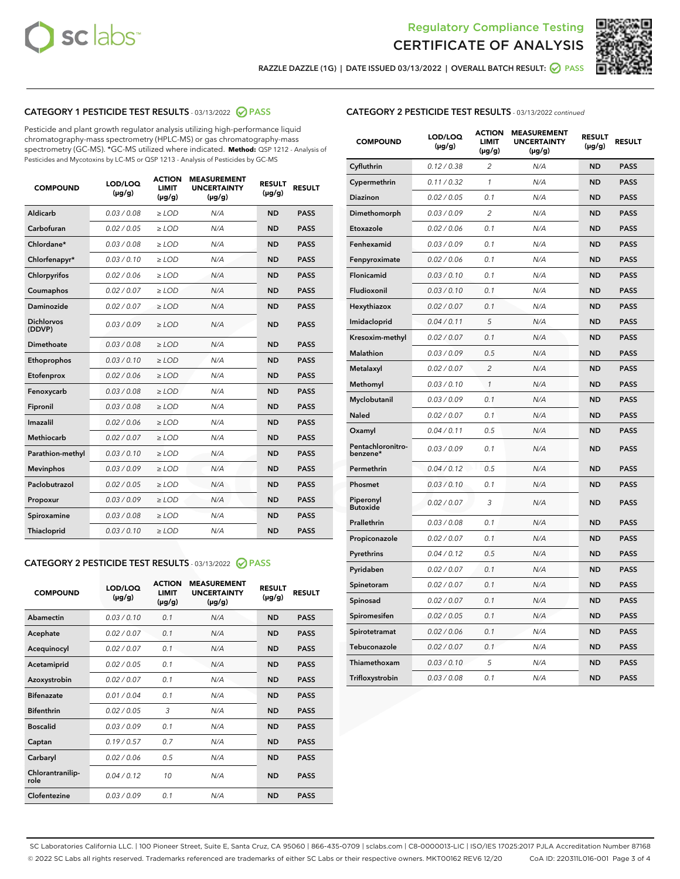Regulatory Compliance Testing
# CERTIFICATE OF ANALYSIS

RAZZLE DAZZLE (1G) | DATE ISSUED 03/13/2022 | OVERALL BATCH RESULT: PASS

## CATEGORY 1 PESTICIDE TEST RESULTS - 03/13/2022 PASS

Pesticide and plant growth regulator analysis utilizing high-performance liquid chromatography-mass spectrometry (HPLC-MS) or gas chromatography-mass spectrometry (GC-MS). *GC-MS utilized where indicated. **Method:** QSP 1212 - Analysis of Pesticides and Mycotoxins by LC-MS or QSP 1213 - Analysis of Pesticides by GC-MS

| COMPOUND | LOD/LOQ (µg/g) | ACTION LIMIT (µg/g) | MEASUREMENT UNCERTAINTY (µg/g) | RESULT (µg/g) | RESULT |
|---|---|---|---|---|---|
| Aldicarb | 0.03 / 0.08 | ≥ LOD | N/A | ND | PASS |
| Carbofuran | 0.02 / 0.05 | ≥ LOD | N/A | ND | PASS |
| Chlordane* | 0.03 / 0.08 | ≥ LOD | N/A | ND | PASS |
| Chlorfenapyr* | 0.03 / 0.10 | ≥ LOD | N/A | ND | PASS |
| Chlorpyrifos | 0.02 / 0.06 | ≥ LOD | N/A | ND | PASS |
| Coumaphos | 0.02 / 0.07 | ≥ LOD | N/A | ND | PASS |
| Daminozide | 0.02 / 0.07 | ≥ LOD | N/A | ND | PASS |
| Dichlorvos (DDVP) | 0.03 / 0.09 | ≥ LOD | N/A | ND | PASS |
| Dimethoate | 0.03 / 0.08 | ≥ LOD | N/A | ND | PASS |
| Ethoprophos | 0.03 / 0.10 | ≥ LOD | N/A | ND | PASS |
| Etofenprox | 0.02 / 0.06 | ≥ LOD | N/A | ND | PASS |
| Fenoxycarb | 0.03 / 0.08 | ≥ LOD | N/A | ND | PASS |
| Fipronil | 0.03 / 0.08 | ≥ LOD | N/A | ND | PASS |
| Imazalil | 0.02 / 0.06 | ≥ LOD | N/A | ND | PASS |
| Methiocarb | 0.02 / 0.07 | ≥ LOD | N/A | ND | PASS |
| Parathion-methyl | 0.03 / 0.10 | ≥ LOD | N/A | ND | PASS |
| Mevinphos | 0.03 / 0.09 | ≥ LOD | N/A | ND | PASS |
| Paclobutrazol | 0.02 / 0.05 | ≥ LOD | N/A | ND | PASS |
| Propoxur | 0.03 / 0.09 | ≥ LOD | N/A | ND | PASS |
| Spiroxamine | 0.03 / 0.08 | ≥ LOD | N/A | ND | PASS |
| Thiacloprid | 0.03 / 0.10 | ≥ LOD | N/A | ND | PASS |

## CATEGORY 2 PESTICIDE TEST RESULTS - 03/13/2022 PASS

| COMPOUND | LOD/LOQ (µg/g) | ACTION LIMIT (µg/g) | MEASUREMENT UNCERTAINTY (µg/g) | RESULT (µg/g) | RESULT |
|---|---|---|---|---|---|
| Abamectin | 0.03 / 0.10 | 0.1 | N/A | ND | PASS |
| Acephate | 0.02 / 0.07 | 0.1 | N/A | ND | PASS |
| Acequinocyl | 0.02 / 0.07 | 0.1 | N/A | ND | PASS |
| Acetamiprid | 0.02 / 0.05 | 0.1 | N/A | ND | PASS |
| Azoxystrobin | 0.02 / 0.07 | 0.1 | N/A | ND | PASS |
| Bifenazate | 0.01 / 0.04 | 0.1 | N/A | ND | PASS |
| Bifenthrin | 0.02 / 0.05 | 3 | N/A | ND | PASS |
| Boscalid | 0.03 / 0.09 | 0.1 | N/A | ND | PASS |
| Captan | 0.19 / 0.57 | 0.7 | N/A | ND | PASS |
| Carbaryl | 0.02 / 0.06 | 0.5 | N/A | ND | PASS |
| Chlorantraniliprole | 0.04 / 0.12 | 10 | N/A | ND | PASS |
| Clofentezine | 0.03 / 0.09 | 0.1 | N/A | ND | PASS |
| Cyfluthrin | 0.12 / 0.38 | 2 | N/A | ND | PASS |
| Cypermethrin | 0.11 / 0.32 | 1 | N/A | ND | PASS |
| Diazinon | 0.02 / 0.05 | 0.1 | N/A | ND | PASS |
| Dimethomorph | 0.03 / 0.09 | 2 | N/A | ND | PASS |
| Etoxazole | 0.02 / 0.06 | 0.1 | N/A | ND | PASS |
| Fenhexamid | 0.03 / 0.09 | 0.1 | N/A | ND | PASS |
| Fenpyroximate | 0.02 / 0.06 | 0.1 | N/A | ND | PASS |
| Flonicamid | 0.03 / 0.10 | 0.1 | N/A | ND | PASS |
| Fludioxonil | 0.03 / 0.10 | 0.1 | N/A | ND | PASS |
| Hexythiazox | 0.02 / 0.07 | 0.1 | N/A | ND | PASS |
| Imidacloprid | 0.04 / 0.11 | 5 | N/A | ND | PASS |
| Kresoxim-methyl | 0.02 / 0.07 | 0.1 | N/A | ND | PASS |
| Malathion | 0.03 / 0.09 | 0.5 | N/A | ND | PASS |
| Metalaxyl | 0.02 / 0.07 | 2 | N/A | ND | PASS |
| Methomyl | 0.03 / 0.10 | 1 | N/A | ND | PASS |
| Myclobutanil | 0.03 / 0.09 | 0.1 | N/A | ND | PASS |
| Naled | 0.02 / 0.07 | 0.1 | N/A | ND | PASS |
| Oxamyl | 0.04 / 0.11 | 0.5 | N/A | ND | PASS |
| Pentachloronitrobenzene* | 0.03 / 0.09 | 0.1 | N/A | ND | PASS |
| Permethrin | 0.04 / 0.12 | 0.5 | N/A | ND | PASS |
| Phosmet | 0.03 / 0.10 | 0.1 | N/A | ND | PASS |
| Piperonyl Butoxide | 0.02 / 0.07 | 3 | N/A | ND | PASS |
| Prallethrin | 0.03 / 0.08 | 0.1 | N/A | ND | PASS |
| Propiconazole | 0.02 / 0.07 | 0.1 | N/A | ND | PASS |
| Pyrethrins | 0.04 / 0.12 | 0.5 | N/A | ND | PASS |
| Pyridaben | 0.02 / 0.07 | 0.1 | N/A | ND | PASS |
| Spinetoram | 0.02 / 0.07 | 0.1 | N/A | ND | PASS |
| Spinosad | 0.02 / 0.07 | 0.1 | N/A | ND | PASS |
| Spiromesifen | 0.02 / 0.05 | 0.1 | N/A | ND | PASS |
| Spirotetramat | 0.02 / 0.06 | 0.1 | N/A | ND | PASS |
| Tebuconazole | 0.02 / 0.07 | 0.1 | N/A | ND | PASS |
| Thiamethoxam | 0.03 / 0.10 | 5 | N/A | ND | PASS |
| Trifloxystrobin | 0.03 / 0.08 | 0.1 | N/A | ND | PASS |

SC Laboratories California LLC. | 100 Pioneer Street, Suite E, Santa Cruz, CA 95060 | 866-435-0709 | sclabs.com | C8-0000013-LIC | ISO/IES 17025:2017 PJLA Accreditation Number 87168
© 2022 SC Labs all rights reserved. Trademarks referenced are trademarks of either SC Labs or their respective owners. MKT00162 REV6 12/20 CoA ID: 220311L016-001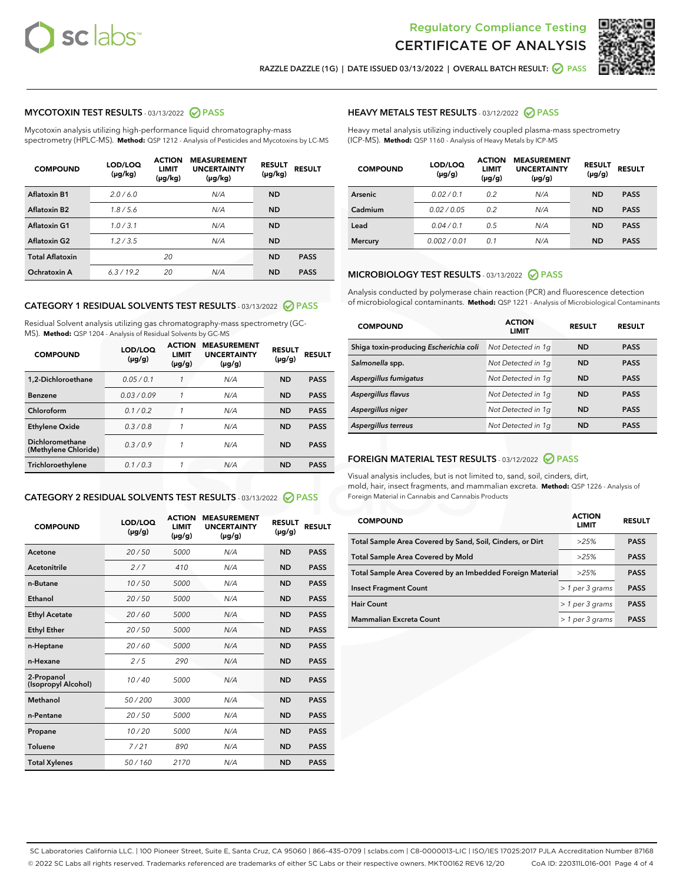Regulatory Compliance Testing

# CERTIFICATE OF ANALYSIS

RAZZLE DAZZLE (1G) | DATE ISSUED 03/13/2022 | OVERALL BATCH RESULT: PASS

## MYCOTOXIN TEST RESULTS - 03/13/2022 PASS

Mycotoxin analysis utilizing high-performance liquid chromatography-mass spectrometry (HPLC-MS). **Method:** QSP 1212 - Analysis of Pesticides and Mycotoxins by LC-MS

| COMPOUND | LOD/LOQ (µg/kg) | ACTION LIMIT (µg/kg) | MEASUREMENT UNCERTAINTY (µg/kg) | RESULT (µg/kg) | RESULT |
|---|---|---|---|---|---|
| Aflatoxin B1 | 2.0 / 6.0 | | N/A | ND | |
| Aflatoxin B2 | 1.8 / 5.6 | | N/A | ND | |
| Aflatoxin G1 | 1.0 / 3.1 | | N/A | ND | |
| Aflatoxin G2 | 1.2 / 3.5 | | N/A | ND | |
| Total Aflatoxin | | 20 | | ND | PASS |
| Ochratoxin A | 6.3 / 19.2 | 20 | N/A | ND | PASS |

## CATEGORY 1 RESIDUAL SOLVENTS TEST RESULTS - 03/13/2022 PASS

Residual Solvent analysis utilizing gas chromatography-mass spectrometry (GC-MS). **Method:** QSP 1204 - Analysis of Residual Solvents by GC-MS

| COMPOUND | LOD/LOQ (µg/g) | ACTION LIMIT (µg/g) | MEASUREMENT UNCERTAINTY (µg/g) | RESULT (µg/g) | RESULT |
|---|---|---|---|---|---|
| 1,2-Dichloroethane | 0.05 / 0.1 | 1 | N/A | ND | PASS |
| Benzene | 0.03 / 0.09 | 1 | N/A | ND | PASS |
| Chloroform | 0.1 / 0.2 | 1 | N/A | ND | PASS |
| Ethylene Oxide | 0.3 / 0.8 | 1 | N/A | ND | PASS |
| Dichloromethane (Methylene Chloride) | 0.3 / 0.9 | 1 | N/A | ND | PASS |
| Trichloroethylene | 0.1 / 0.3 | 1 | N/A | ND | PASS |

## CATEGORY 2 RESIDUAL SOLVENTS TEST RESULTS - 03/13/2022 PASS

| COMPOUND | LOD/LOQ (µg/g) | ACTION LIMIT (µg/g) | MEASUREMENT UNCERTAINTY (µg/g) | RESULT (µg/g) | RESULT |
|---|---|---|---|---|---|
| Acetone | 20 / 50 | 5000 | N/A | ND | PASS |
| Acetonitrile | 2 / 7 | 410 | N/A | ND | PASS |
| n-Butane | 10 / 50 | 5000 | N/A | ND | PASS |
| Ethanol | 20 / 50 | 5000 | N/A | ND | PASS |
| Ethyl Acetate | 20 / 60 | 5000 | N/A | ND | PASS |
| Ethyl Ether | 20 / 50 | 5000 | N/A | ND | PASS |
| n-Heptane | 20 / 60 | 5000 | N/A | ND | PASS |
| n-Hexane | 2 / 5 | 290 | N/A | ND | PASS |
| 2-Propanol (Isopropyl Alcohol) | 10 / 40 | 5000 | N/A | ND | PASS |
| Methanol | 50 / 200 | 3000 | N/A | ND | PASS |
| n-Pentane | 20 / 50 | 5000 | N/A | ND | PASS |
| Propane | 10 / 20 | 5000 | N/A | ND | PASS |
| Toluene | 7 / 21 | 890 | N/A | ND | PASS |
| Total Xylenes | 50 / 160 | 2170 | N/A | ND | PASS |

## HEAVY METALS TEST RESULTS - 03/12/2022 PASS

Heavy metal analysis utilizing inductively coupled plasma-mass spectrometry (ICP-MS). **Method:** QSP 1160 - Analysis of Heavy Metals by ICP-MS

| COMPOUND | LOD/LOQ (µg/g) | ACTION LIMIT (µg/g) | MEASUREMENT UNCERTAINTY (µg/g) | RESULT (µg/g) | RESULT |
|---|---|---|---|---|---|
| Arsenic | 0.02 / 0.1 | 0.2 | N/A | ND | PASS |
| Cadmium | 0.02 / 0.05 | 0.2 | N/A | ND | PASS |
| Lead | 0.04 / 0.1 | 0.5 | N/A | ND | PASS |
| Mercury | 0.002 / 0.01 | 0.1 | N/A | ND | PASS |

## MICROBIOLOGY TEST RESULTS - 03/13/2022 PASS

Analysis conducted by polymerase chain reaction (PCR) and fluorescence detection of microbiological contaminants. **Method:** QSP 1221 - Analysis of Microbiological Contaminants

| COMPOUND | ACTION LIMIT | RESULT | RESULT |
|---|---|---|---|
| Shiga toxin-producing *Escherichia coli* | Not Detected in 1g | ND | PASS |
| *Salmonella* spp. | Not Detected in 1g | ND | PASS |
| *Aspergillus fumigatus* | Not Detected in 1g | ND | PASS |
| *Aspergillus flavus* | Not Detected in 1g | ND | PASS |
| *Aspergillus niger* | Not Detected in 1g | ND | PASS |
| *Aspergillus terreus* | Not Detected in 1g | ND | PASS |

## FOREIGN MATERIAL TEST RESULTS - 03/12/2022 PASS

Visual analysis includes, but is not limited to, sand, soil, cinders, dirt, mold, hair, insect fragments, and mammalian excreta. **Method:** QSP 1226 - Analysis of Foreign Material in Cannabis and Cannabis Products

| COMPOUND | ACTION LIMIT | RESULT |
|---|---|---|
| Total Sample Area Covered by Sand, Soil, Cinders, or Dirt | >25% | PASS |
| Total Sample Area Covered by Mold | >25% | PASS |
| Total Sample Area Covered by an Imbedded Foreign Material | >25% | PASS |
| Insect Fragment Count | > 1 per 3 grams | PASS |
| Hair Count | > 1 per 3 grams | PASS |
| Mammalian Excreta Count | > 1 per 3 grams | PASS |

SC Laboratories California LLC. | 100 Pioneer Street, Suite E, Santa Cruz, CA 95060 | 866-435-0709 | sclabs.com | C8-0000013-LIC | ISO/IES 17025:2017 PJLA Accreditation Number 87168
© 2022 SC Labs all rights reserved. Trademarks referenced are trademarks of either SC Labs or their respective owners. MKT00162 REV6 12/20 CoA ID: 220311L016-001